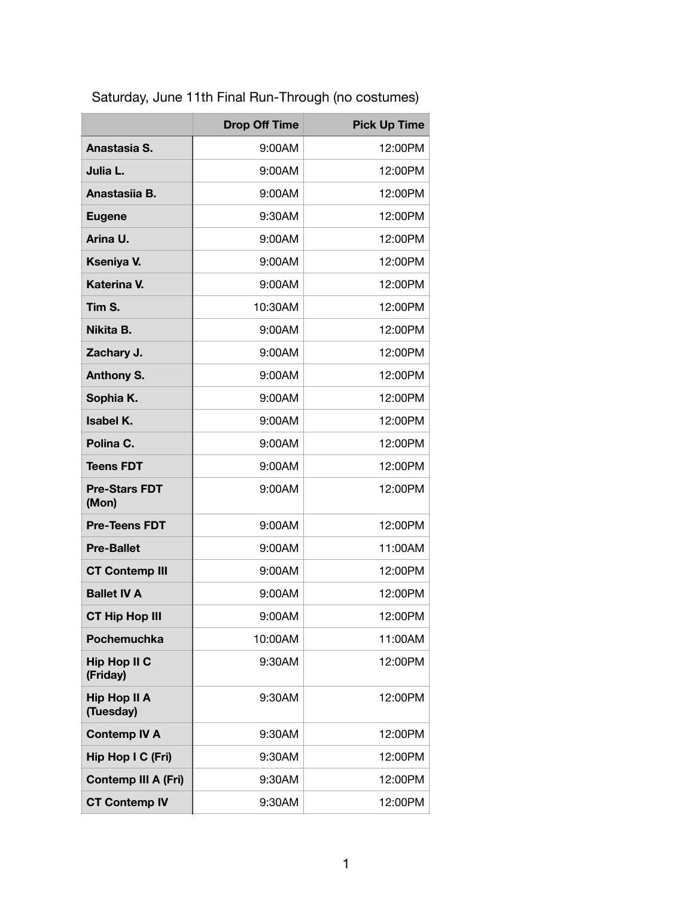Saturday, June 11th Final Run-Through (no costumes)

| | Drop Off Time | Pick Up Time |
|---|---|---|
| **Anastasia S.** | 9:00AM | 12:00PM |
| **Julia L.** | 9:00AM | 12:00PM |
| **Anastasiia B.** | 9:00AM | 12:00PM |
| **Eugene** | 9:30AM | 12:00PM |
| **Arina U.** | 9:00AM | 12:00PM |
| **Kseniya V.** | 9:00AM | 12:00PM |
| **Katerina V.** | 9:00AM | 12:00PM |
| **Tim S.** | 10:30AM | 12:00PM |
| **Nikita B.** | 9:00AM | 12:00PM |
| **Zachary J.** | 9:00AM | 12:00PM |
| **Anthony S.** | 9:00AM | 12:00PM |
| **Sophia K.** | 9:00AM | 12:00PM |
| **Isabel K.** | 9:00AM | 12:00PM |
| **Polina C.** | 9:00AM | 12:00PM |
| **Teens FDT** | 9:00AM | 12:00PM |
| **Pre-Stars FDT (Mon)** | 9:00AM | 12:00PM |
| **Pre-Teens FDT** | 9:00AM | 12:00PM |
| **Pre-Ballet** | 9:00AM | 11:00AM |
| **CT Contemp III** | 9:00AM | 12:00PM |
| **Ballet IV A** | 9:00AM | 12:00PM |
| **CT Hip Hop III** | 9:00AM | 12:00PM |
| **Pochemuchka** | 10:00AM | 11:00AM |
| **Hip Hop II C (Friday)** | 9:30AM | 12:00PM |
| **Hip Hop II A (Tuesday)** | 9:30AM | 12:00PM |
| **Contemp IV A** | 9:30AM | 12:00PM |
| **Hip Hop I C (Fri)** | 9:30AM | 12:00PM |
| **Contemp III A (Fri)** | 9:30AM | 12:00PM |
| **CT Contemp IV** | 9:30AM | 12:00PM |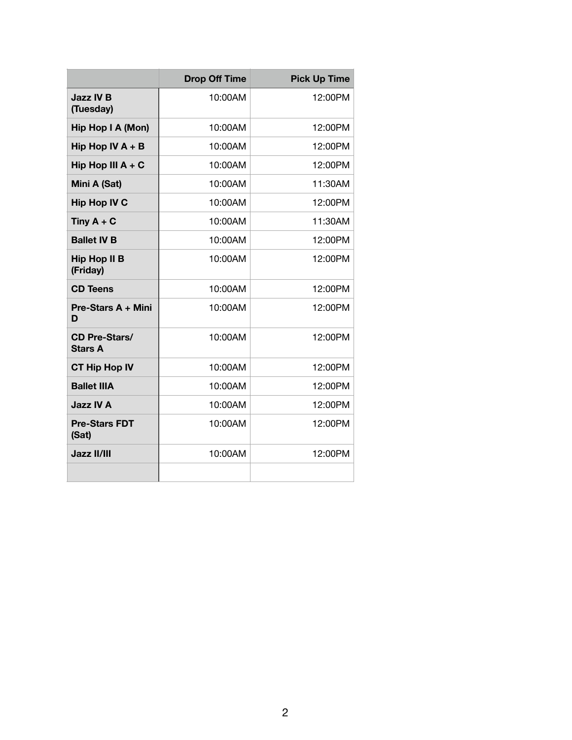| | Drop Off Time | Pick Up Time |
|---|---|---|
| **Jazz IV B (Tuesday)** | 10:00AM | 12:00PM |
| **Hip Hop I A (Mon)** | 10:00AM | 12:00PM |
| **Hip Hop IV A + B** | 10:00AM | 12:00PM |
| **Hip Hop III A + C** | 10:00AM | 12:00PM |
| **Mini A (Sat)** | 10:00AM | 11:30AM |
| **Hip Hop IV C** | 10:00AM | 12:00PM |
| **Tiny A + C** | 10:00AM | 11:30AM |
| **Ballet IV B** | 10:00AM | 12:00PM |
| **Hip Hop II B (Friday)** | 10:00AM | 12:00PM |
| **CD Teens** | 10:00AM | 12:00PM |
| **Pre-Stars A + Mini D** | 10:00AM | 12:00PM |
| **CD Pre-Stars/ Stars A** | 10:00AM | 12:00PM |
| **CT Hip Hop IV** | 10:00AM | 12:00PM |
| **Ballet IIIA** | 10:00AM | 12:00PM |
| **Jazz IV A** | 10:00AM | 12:00PM |
| **Pre-Stars FDT (Sat)** | 10:00AM | 12:00PM |
| **Jazz II/III** | 10:00AM | 12:00PM |
| | | |